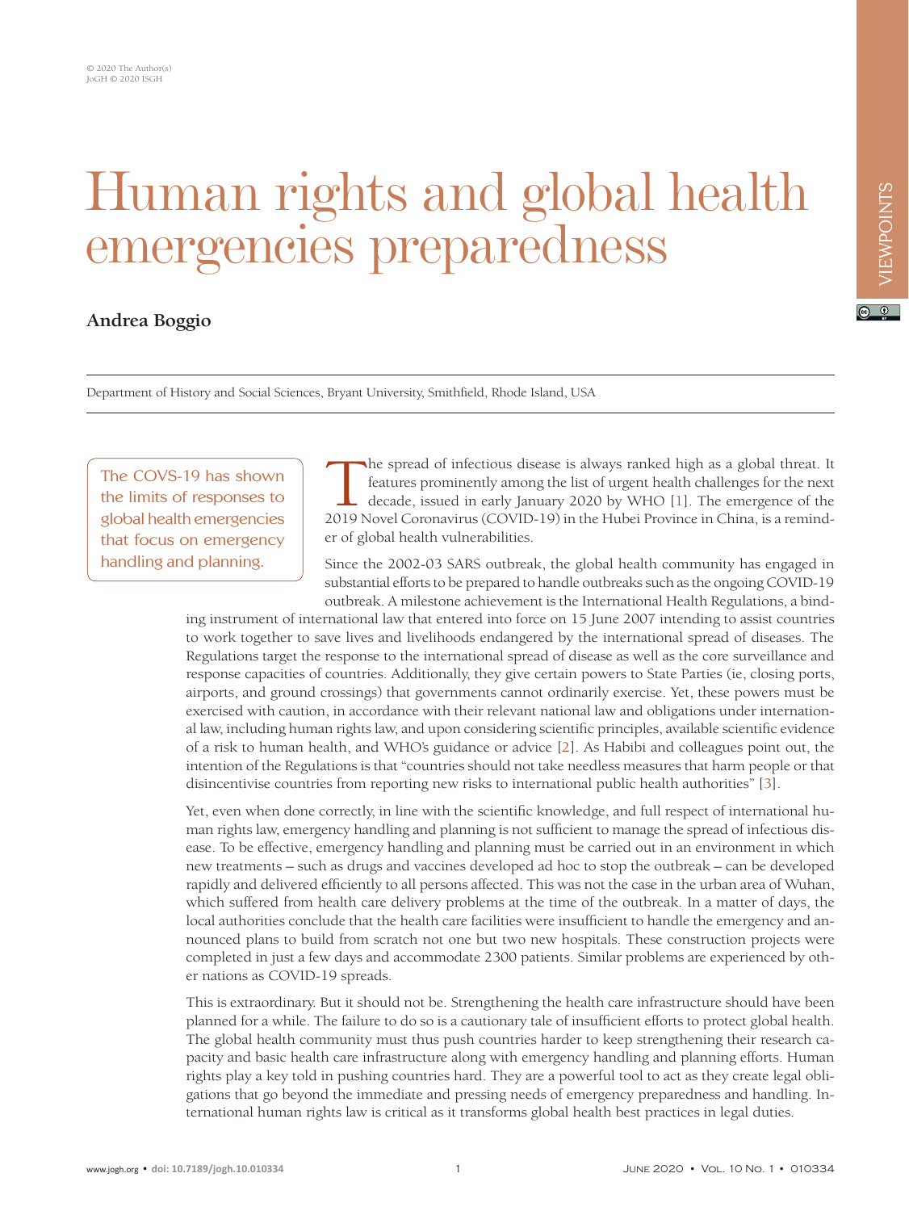# Human rights and global health emergencies preparedness

**Andrea Boggio**

Department of History and Social Sciences, Bryant University, Smithfield, Rhode Island, USA

The COVS-19 has shown the limits of responses to global health emergencies that focus on emergency handling and planning.

The spread of infectious disease is always ranked high as a global threat. It features prominently among the list of urgent health challenges for the next decade, issued in early January 2020 by WHO [1]. The emergence of the 2019 Novel Coronavirus (COVID-19) in the Hubei Province in China, is a reminder of global health vulnerabilities.

Since the 2002-03 SARS outbreak, the global health community has engaged in substantial efforts to be prepared to handle outbreaks such as the ongoing COVID-19 outbreak. A milestone achievement is the International Health Regulations, a binding instrument of international law that entered into force on 15 June 2007 intending to assist countries to work together to save lives and livelihoods endangered by the international spread of diseases. The Regulations target the response to the international spread of disease as well as the core surveillance and response capacities of countries. Additionally, they give certain powers to State Parties (ie, closing ports, airports, and ground crossings) that governments cannot ordinarily exercise. Yet, these powers must be exercised with caution, in accordance with their relevant national law and obligations under international law, including human rights law, and upon considering scientific principles, available scientific evidence of a risk to human health, and WHO's guidance or advice [2]. As Habibi and colleagues point out, the intention of the Regulations is that "countries should not take needless measures that harm people or that disincentivise countries from reporting new risks to international public health authorities" [3].

Yet, even when done correctly, in line with the scientific knowledge, and full respect of international human rights law, emergency handling and planning is not sufficient to manage the spread of infectious disease. To be effective, emergency handling and planning must be carried out in an environment in which new treatments – such as drugs and vaccines developed ad hoc to stop the outbreak – can be developed rapidly and delivered efficiently to all persons affected. This was not the case in the urban area of Wuhan, which suffered from health care delivery problems at the time of the outbreak. In a matter of days, the local authorities conclude that the health care facilities were insufficient to handle the emergency and announced plans to build from scratch not one but two new hospitals. These construction projects were completed in just a few days and accommodate 2300 patients. Similar problems are experienced by other nations as COVID-19 spreads.

This is extraordinary. But it should not be. Strengthening the health care infrastructure should have been planned for a while. The failure to do so is a cautionary tale of insufficient efforts to protect global health. The global health community must thus push countries harder to keep strengthening their research capacity and basic health care infrastructure along with emergency handling and planning efforts. Human rights play a key told in pushing countries hard. They are a powerful tool to act as they create legal obligations that go beyond the immediate and pressing needs of emergency preparedness and handling. International human rights law is critical as it transforms global health best practices in legal duties.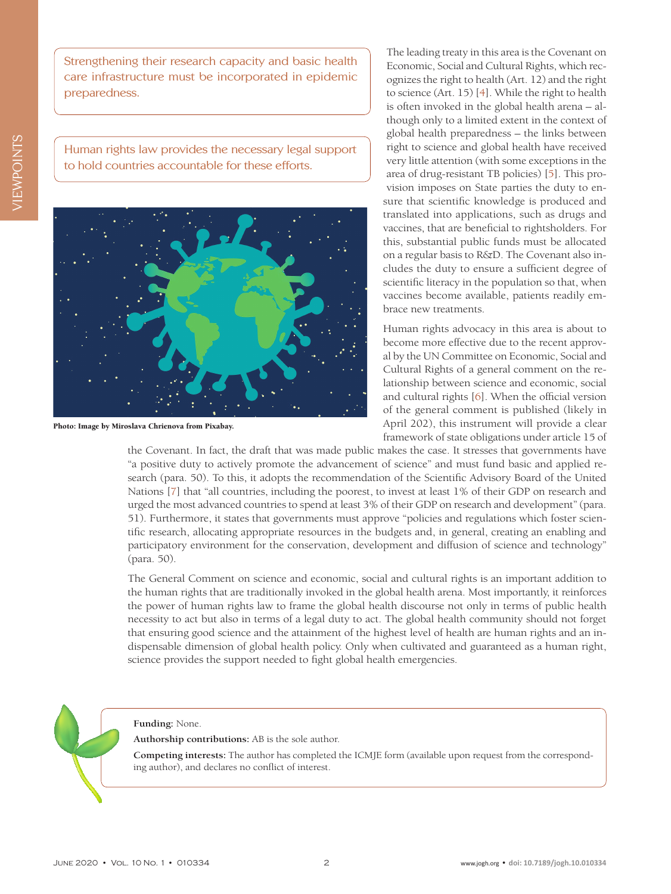> Strengthening their research capacity and basic health care infrastructure must be incorporated in epidemic preparedness.

> Human rights law provides the necessary legal support to hold countries accountable for these efforts.

Photo: Image by Miroslava Chrienova from Pixabay.

The leading treaty in this area is the Covenant on Economic, Social and Cultural Rights, which recognizes the right to health (Art. 12) and the right to science (Art. 15) [4]. While the right to health is often invoked in the global health arena – although only to a limited extent in the context of global health preparedness – the links between right to science and global health have received very little attention (with some exceptions in the area of drug-resistant TB policies) [5]. This provision imposes on State parties the duty to ensure that scientific knowledge is produced and translated into applications, such as drugs and vaccines, that are beneficial to rightsholders. For this, substantial public funds must be allocated on a regular basis to R&D. The Covenant also includes the duty to ensure a sufficient degree of scientific literacy in the population so that, when vaccines become available, patients readily embrace new treatments.

Human rights advocacy in this area is about to become more effective due to the recent approval by the UN Committee on Economic, Social and Cultural Rights of a general comment on the relationship between science and economic, social and cultural rights [6]. When the official version of the general comment is published (likely in April 202), this instrument will provide a clear framework of state obligations under article 15 of the Covenant. In fact, the draft that was made public makes the case. It stresses that governments have "a positive duty to actively promote the advancement of science" and must fund basic and applied research (para. 50). To this, it adopts the recommendation of the Scientific Advisory Board of the United Nations [7] that "all countries, including the poorest, to invest at least 1% of their GDP on research and urged the most advanced countries to spend at least 3% of their GDP on research and development" (para. 51). Furthermore, it states that governments must approve "policies and regulations which foster scientific research, allocating appropriate resources in the budgets and, in general, creating an enabling and participatory environment for the conservation, development and diffusion of science and technology" (para. 50).

The General Comment on science and economic, social and cultural rights is an important addition to the human rights that are traditionally invoked in the global health arena. Most importantly, it reinforces the power of human rights law to frame the global health discourse not only in terms of public health necessity to act but also in terms of a legal duty to act. The global health community should not forget that ensuring good science and the attainment of the highest level of health are human rights and an indispensable dimension of global health policy. Only when cultivated and guaranteed as a human right, science provides the support needed to fight global health emergencies.

**Funding:** None.

**Authorship contributions:** AB is the sole author.

**Competing interests:** The author has completed the ICMJE form (available upon request from the corresponding author), and declares no conflict of interest.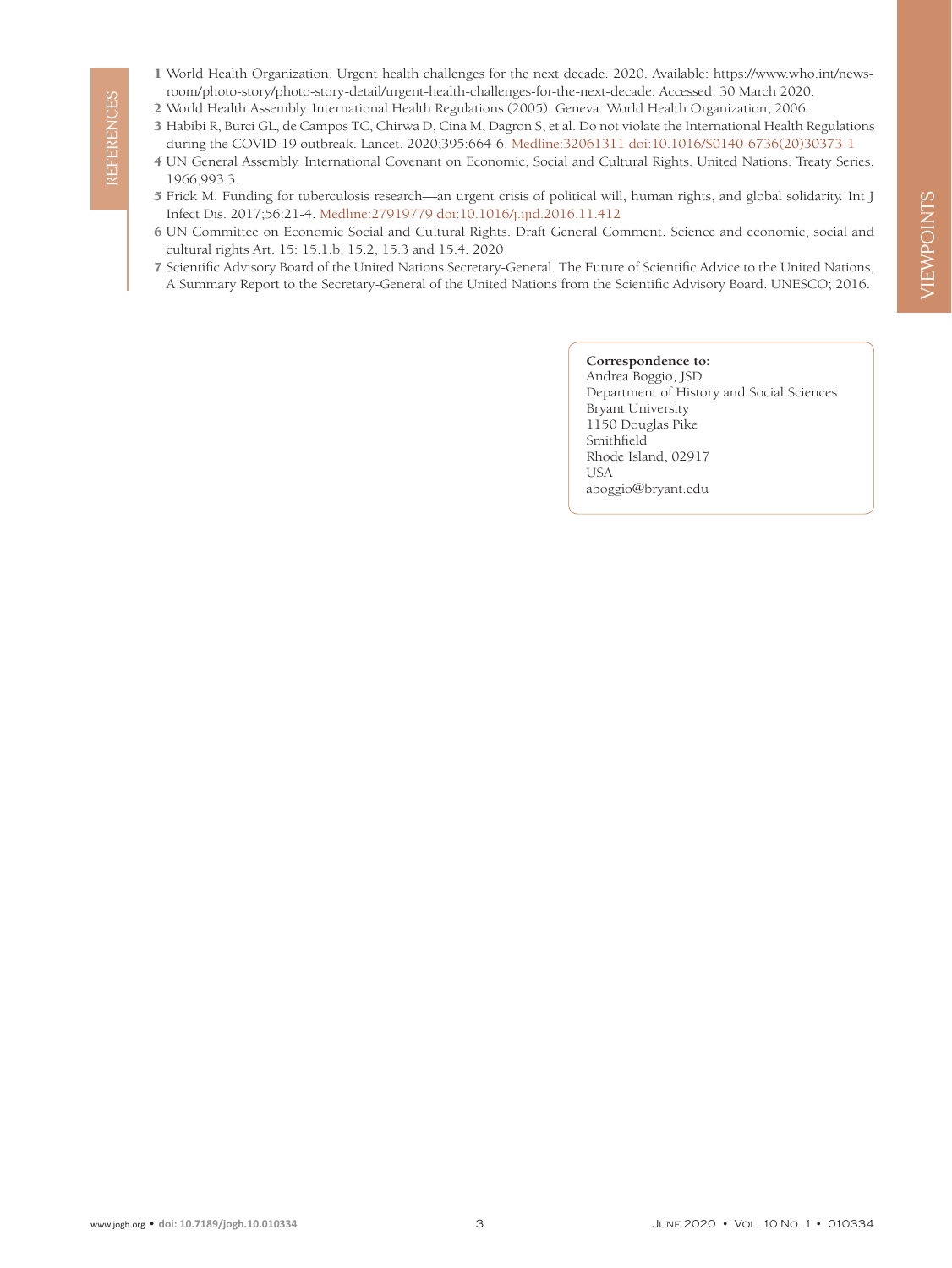## REFERENCES

1. World Health Organization. Urgent health challenges for the next decade. 2020. Available: https://www.who.int/news-room/photo-story/photo-story-detail/urgent-health-challenges-for-the-next-decade. Accessed: 30 March 2020.
2. World Health Assembly. International Health Regulations (2005). Geneva: World Health Organization; 2006.
3. Habibi R, Burci GL, de Campos TC, Chirwa D, Cinà M, Dagron S, et al. Do not violate the International Health Regulations during the COVID-19 outbreak. Lancet. 2020;395:664-6. Medline:32061311 doi:10.1016/S0140-6736(20)30373-1
4. UN General Assembly. International Covenant on Economic, Social and Cultural Rights. United Nations. Treaty Series. 1966;993:3.
5. Frick M. Funding for tuberculosis research—an urgent crisis of political will, human rights, and global solidarity. Int J Infect Dis. 2017;56:21-4. Medline:27919779 doi:10.1016/j.ijid.2016.11.412
6. UN Committee on Economic Social and Cultural Rights. Draft General Comment. Science and economic, social and cultural rights Art. 15: 15.1.b, 15.2, 15.3 and 15.4. 2020
7. Scientific Advisory Board of the United Nations Secretary-General. The Future of Scientific Advice to the United Nations, A Summary Report to the Secretary-General of the United Nations from the Scientific Advisory Board. UNESCO; 2016.

**Correspondence to:**
Andrea Boggio, JSD
Department of History and Social Sciences
Bryant University
1150 Douglas Pike
Smithfield
Rhode Island, 02917
USA
aboggio@bryant.edu